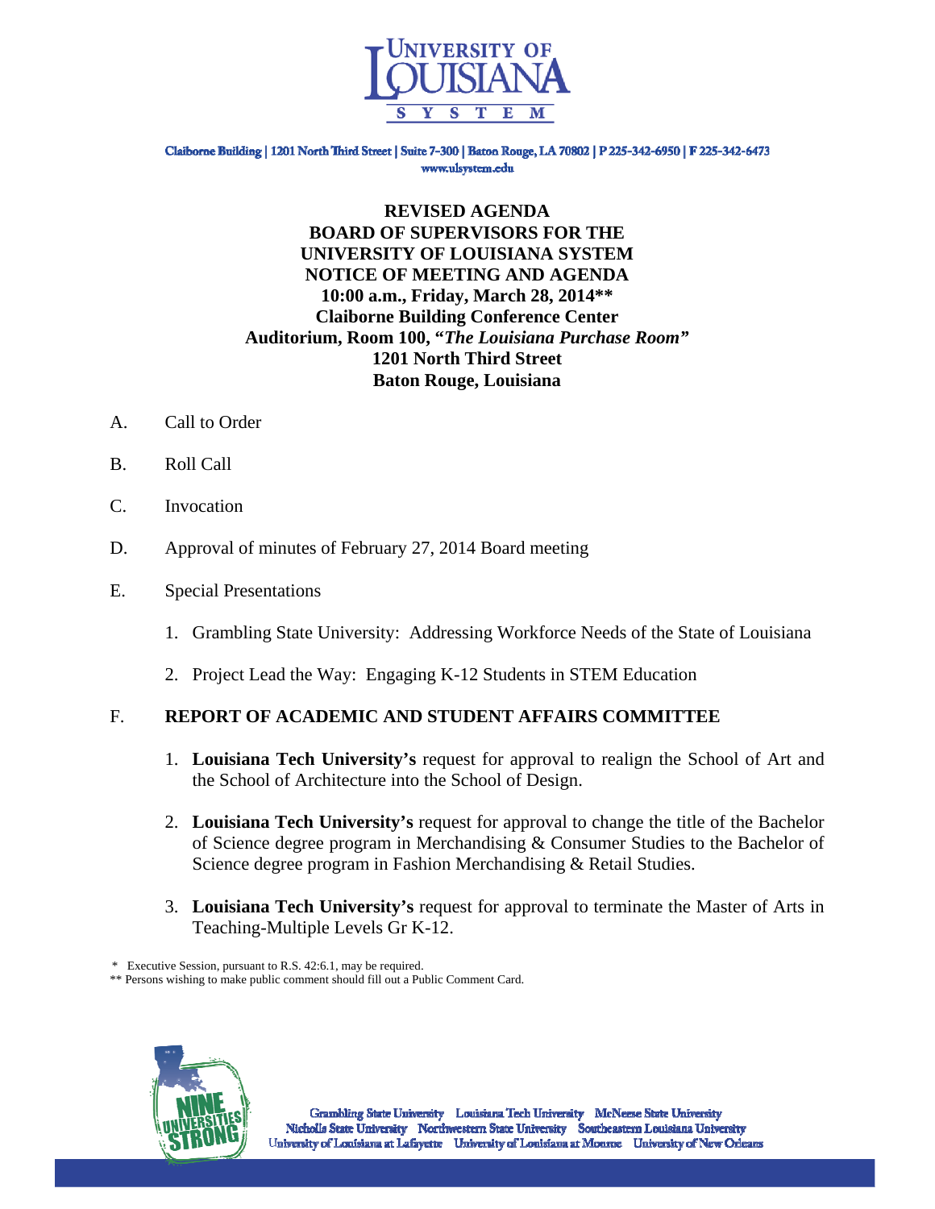Claiborne Building | 1201 North Third Street | Suite 7-300 | Baton Rouge, LA 70802 | P 225-342-6950 | F 225-342-6473
www.ulsystem.edu

**REVISED AGENDA**
**BOARD OF SUPERVISORS FOR THE**
**UNIVERSITY OF LOUISIANA SYSTEM**
**NOTICE OF MEETING AND AGENDA**
**10:00 a.m., Friday, March 28, 2014\*\***
**Claiborne Building Conference Center**
**Auditorium, Room 100, "*The Louisiana Purchase Room*"**
**1201 North Third Street**
**Baton Rouge, Louisiana**

A. Call to Order

B. Roll Call

C. Invocation

D. Approval of minutes of February 27, 2014 Board meeting

E. Special Presentations

1. Grambling State University: Addressing Workforce Needs of the State of Louisiana
2. Project Lead the Way: Engaging K-12 Students in STEM Education

F. **REPORT OF ACADEMIC AND STUDENT AFFAIRS COMMITTEE**

1. **Louisiana Tech University's** request for approval to realign the School of Art and the School of Architecture into the School of Design.
2. **Louisiana Tech University's** request for approval to change the title of the Bachelor of Science degree program in Merchandising & Consumer Studies to the Bachelor of Science degree program in Fashion Merchandising & Retail Studies.
3. **Louisiana Tech University's** request for approval to terminate the Master of Arts in Teaching-Multiple Levels Gr K-12.

\* Executive Session, pursuant to R.S. 42:6.1, may be required.
\*\* Persons wishing to make public comment should fill out a Public Comment Card.

Grambling State University Louisiana Tech University McNeese State University
Nicholls State University Northwestern State University Southeastern Louisiana University
University of Louisiana at Lafayette University of Louisiana at Monroe University of New Orleans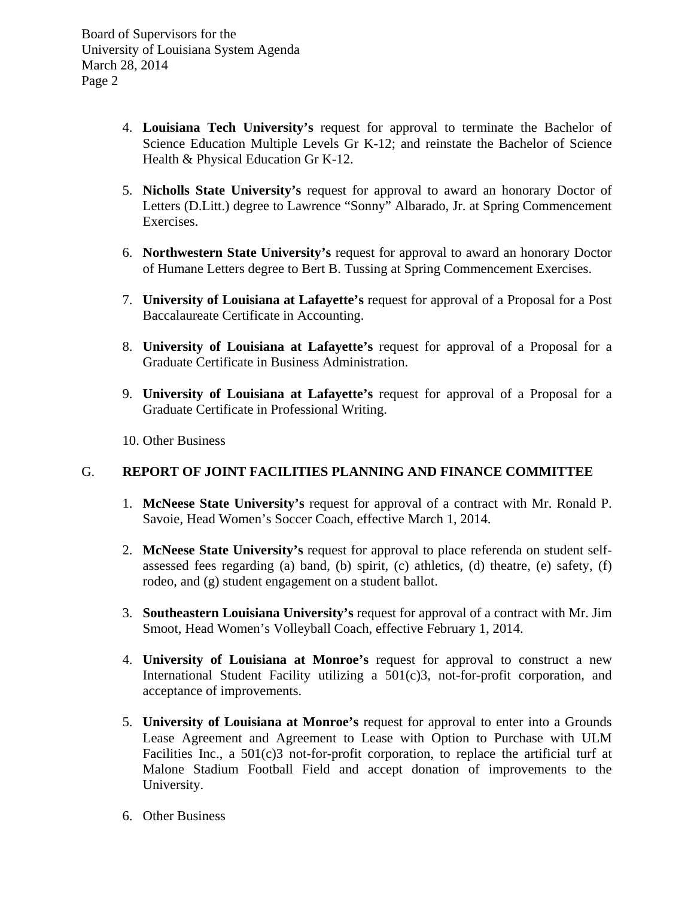4. **Louisiana Tech University's** request for approval to terminate the Bachelor of Science Education Multiple Levels Gr K-12; and reinstate the Bachelor of Science Health & Physical Education Gr K-12.

5. **Nicholls State University's** request for approval to award an honorary Doctor of Letters (D.Litt.) degree to Lawrence "Sonny" Albarado, Jr. at Spring Commencement Exercises.

6. **Northwestern State University's** request for approval to award an honorary Doctor of Humane Letters degree to Bert B. Tussing at Spring Commencement Exercises.

7. **University of Louisiana at Lafayette's** request for approval of a Proposal for a Post Baccalaureate Certificate in Accounting.

8. **University of Louisiana at Lafayette's** request for approval of a Proposal for a Graduate Certificate in Business Administration.

9. **University of Louisiana at Lafayette's** request for approval of a Proposal for a Graduate Certificate in Professional Writing.

10. Other Business

## G. REPORT OF JOINT FACILITIES PLANNING AND FINANCE COMMITTEE

1. **McNeese State University's** request for approval of a contract with Mr. Ronald P. Savoie, Head Women's Soccer Coach, effective March 1, 2014.

2. **McNeese State University's** request for approval to place referenda on student self-assessed fees regarding (a) band, (b) spirit, (c) athletics, (d) theatre, (e) safety, (f) rodeo, and (g) student engagement on a student ballot.

3. **Southeastern Louisiana University's** request for approval of a contract with Mr. Jim Smoot, Head Women's Volleyball Coach, effective February 1, 2014.

4. **University of Louisiana at Monroe's** request for approval to construct a new International Student Facility utilizing a 501(c)3, not-for-profit corporation, and acceptance of improvements.

5. **University of Louisiana at Monroe's** request for approval to enter into a Grounds Lease Agreement and Agreement to Lease with Option to Purchase with ULM Facilities Inc., a 501(c)3 not-for-profit corporation, to replace the artificial turf at Malone Stadium Football Field and accept donation of improvements to the University.

6. Other Business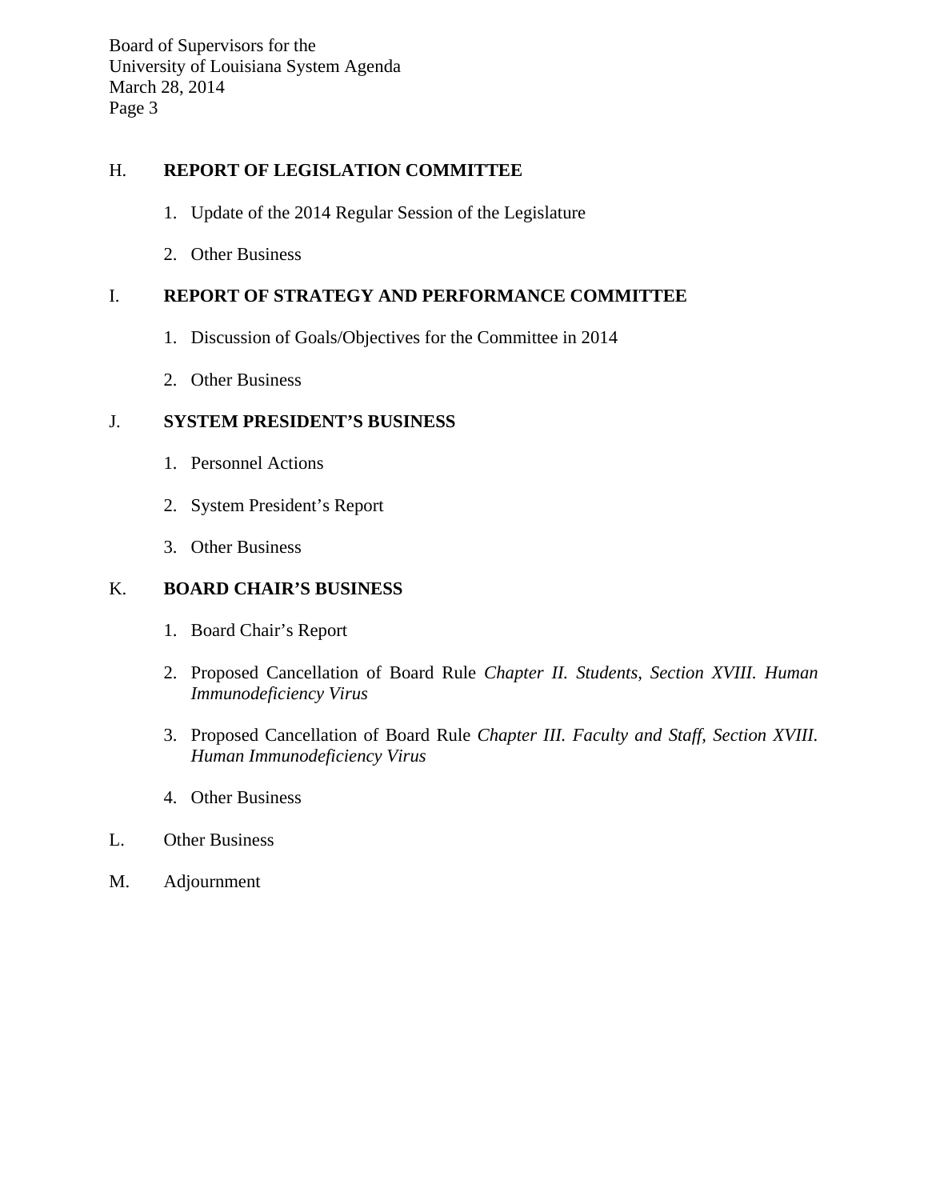H. **REPORT OF LEGISLATION COMMITTEE**

1. Update of the 2014 Regular Session of the Legislature

2. Other Business

I. **REPORT OF STRATEGY AND PERFORMANCE COMMITTEE**

1. Discussion of Goals/Objectives for the Committee in 2014

2. Other Business

J. **SYSTEM PRESIDENT'S BUSINESS**

1. Personnel Actions

2. System President's Report

3. Other Business

K. **BOARD CHAIR'S BUSINESS**

1. Board Chair's Report

2. Proposed Cancellation of Board Rule *Chapter II. Students, Section XVIII. Human Immunodeficiency Virus*

3. Proposed Cancellation of Board Rule *Chapter III. Faculty and Staff, Section XVIII. Human Immunodeficiency Virus*

4. Other Business

L. Other Business

M. Adjournment